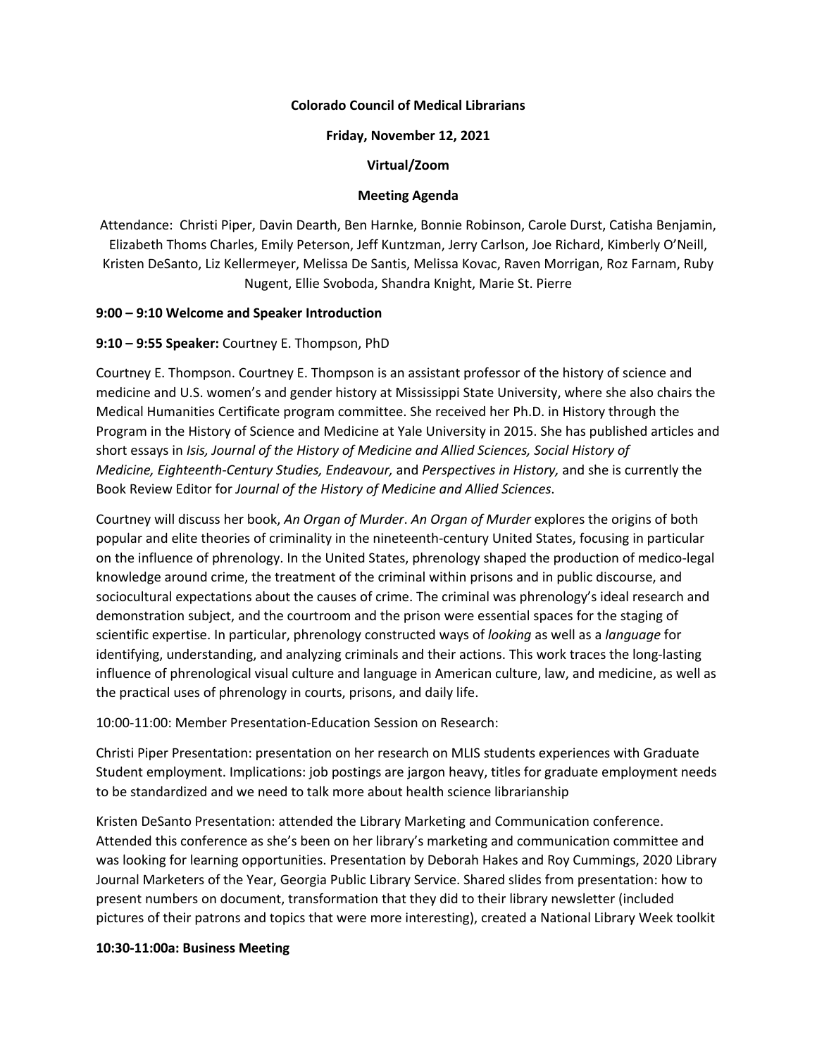**Colorado Council of Medical Librarians**

**Friday, November 12, 2021**

**Virtual/Zoom**

**Meeting Agenda**

Attendance: Christi Piper, Davin Dearth, Ben Harnke, Bonnie Robinson, Carole Durst, Catisha Benjamin, Elizabeth Thoms Charles, Emily Peterson, Jeff Kuntzman, Jerry Carlson, Joe Richard, Kimberly O'Neill, Kristen DeSanto, Liz Kellermeyer, Melissa De Santis, Melissa Kovac, Raven Morrigan, Roz Farnam, Ruby Nugent, Ellie Svoboda, Shandra Knight, Marie St. Pierre

**9:00 – 9:10 Welcome and Speaker Introduction**

**9:10 – 9:55 Speaker:** Courtney E. Thompson, PhD

Courtney E. Thompson. Courtney E. Thompson is an assistant professor of the history of science and medicine and U.S. women's and gender history at Mississippi State University, where she also chairs the Medical Humanities Certificate program committee. She received her Ph.D. in History through the Program in the History of Science and Medicine at Yale University in 2015. She has published articles and short essays in *Isis, Journal of the History of Medicine and Allied Sciences, Social History of Medicine, Eighteenth-Century Studies, Endeavour,* and *Perspectives in History,* and she is currently the Book Review Editor for *Journal of the History of Medicine and Allied Sciences*.

Courtney will discuss her book, *An Organ of Murder*. *An Organ of Murder* explores the origins of both popular and elite theories of criminality in the nineteenth-century United States, focusing in particular on the influence of phrenology. In the United States, phrenology shaped the production of medico-legal knowledge around crime, the treatment of the criminal within prisons and in public discourse, and sociocultural expectations about the causes of crime. The criminal was phrenology's ideal research and demonstration subject, and the courtroom and the prison were essential spaces for the staging of scientific expertise. In particular, phrenology constructed ways of *looking* as well as a *language* for identifying, understanding, and analyzing criminals and their actions. This work traces the long-lasting influence of phrenological visual culture and language in American culture, law, and medicine, as well as the practical uses of phrenology in courts, prisons, and daily life.

10:00-11:00: Member Presentation-Education Session on Research:

Christi Piper Presentation: presentation on her research on MLIS students experiences with Graduate Student employment. Implications: job postings are jargon heavy, titles for graduate employment needs to be standardized and we need to talk more about health science librarianship

Kristen DeSanto Presentation: attended the Library Marketing and Communication conference. Attended this conference as she's been on her library's marketing and communication committee and was looking for learning opportunities. Presentation by Deborah Hakes and Roy Cummings, 2020 Library Journal Marketers of the Year, Georgia Public Library Service. Shared slides from presentation: how to present numbers on document, transformation that they did to their library newsletter (included pictures of their patrons and topics that were more interesting), created a National Library Week toolkit

**10:30-11:00a: Business Meeting**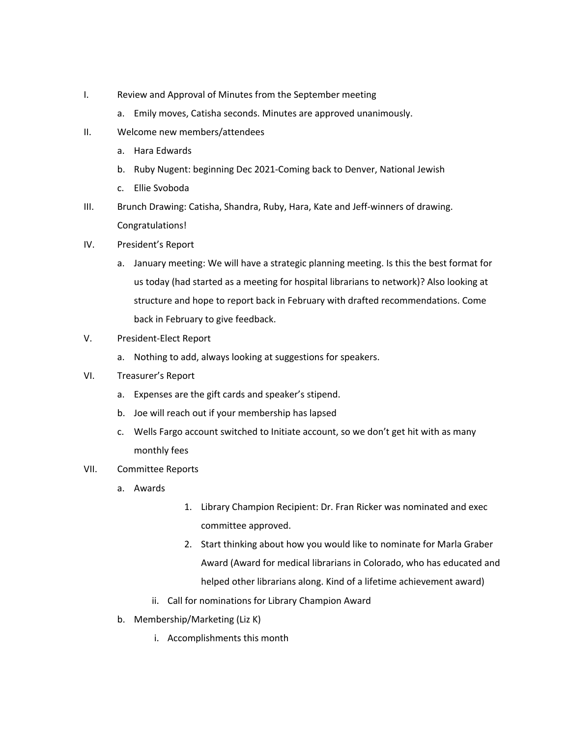I. Review and Approval of Minutes from the September meeting
   a. Emily moves, Catisha seconds. Minutes are approved unanimously.
II. Welcome new members/attendees
   a. Hara Edwards
   b. Ruby Nugent: beginning Dec 2021-Coming back to Denver, National Jewish
   c. Ellie Svoboda
III. Brunch Drawing: Catisha, Shandra, Ruby, Hara, Kate and Jeff-winners of drawing. Congratulations!
IV. President's Report
   a. January meeting: We will have a strategic planning meeting. Is this the best format for us today (had started as a meeting for hospital librarians to network)? Also looking at structure and hope to report back in February with drafted recommendations. Come back in February to give feedback.
V. President-Elect Report
   a. Nothing to add, always looking at suggestions for speakers.
VI. Treasurer's Report
   a. Expenses are the gift cards and speaker's stipend.
   b. Joe will reach out if your membership has lapsed
   c. Wells Fargo account switched to Initiate account, so we don't get hit with as many monthly fees
VII. Committee Reports
   a. Awards
      1. Library Champion Recipient: Dr. Fran Ricker was nominated and exec committee approved.
      2. Start thinking about how you would like to nominate for Marla Graber Award (Award for medical librarians in Colorado, who has educated and helped other librarians along. Kind of a lifetime achievement award)
      
      ii. Call for nominations for Library Champion Award
   b. Membership/Marketing (Liz K)
      i. Accomplishments this month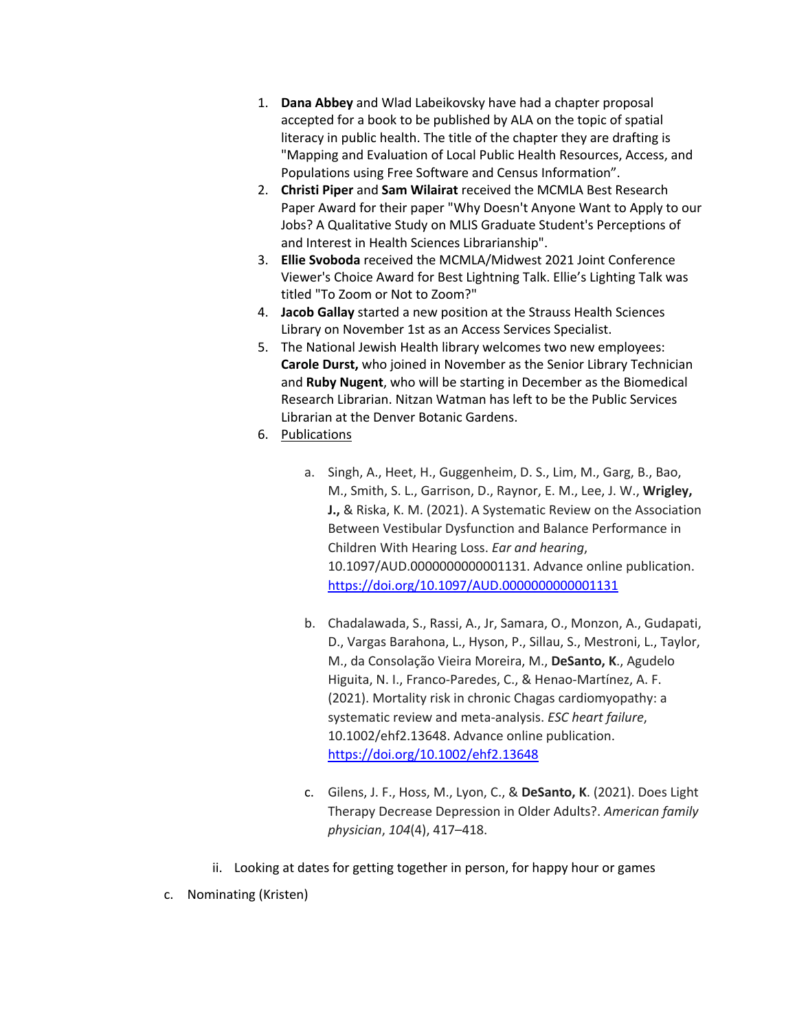1. **Dana Abbey** and Wlad Labeikovsky have had a chapter proposal accepted for a book to be published by ALA on the topic of spatial literacy in public health. The title of the chapter they are drafting is "Mapping and Evaluation of Local Public Health Resources, Access, and Populations using Free Software and Census Information".
2. **Christi Piper** and **Sam Wilairat** received the MCMLA Best Research Paper Award for their paper "Why Doesn't Anyone Want to Apply to our Jobs? A Qualitative Study on MLIS Graduate Student's Perceptions of and Interest in Health Sciences Librarianship".
3. **Ellie Svoboda** received the MCMLA/Midwest 2021 Joint Conference Viewer's Choice Award for Best Lightning Talk. Ellie's Lighting Talk was titled "To Zoom or Not to Zoom?"
4. **Jacob Gallay** started a new position at the Strauss Health Sciences Library on November 1st as an Access Services Specialist.
5. The National Jewish Health library welcomes two new employees: **Carole Durst,** who joined in November as the Senior Library Technician and **Ruby Nugent**, who will be starting in December as the Biomedical Research Librarian. Nitzan Watman has left to be the Public Services Librarian at the Denver Botanic Gardens.
6. Publications

    a. Singh, A., Heet, H., Guggenheim, D. S., Lim, M., Garg, B., Bao, M., Smith, S. L., Garrison, D., Raynor, E. M., Lee, J. W., **Wrigley, J.,** & Riska, K. M. (2021). A Systematic Review on the Association Between Vestibular Dysfunction and Balance Performance in Children With Hearing Loss. *Ear and hearing*, 10.1097/AUD.0000000000001131. Advance online publication. https://doi.org/10.1097/AUD.0000000000001131

    b. Chadalawada, S., Rassi, A., Jr, Samara, O., Monzon, A., Gudapati, D., Vargas Barahona, L., Hyson, P., Sillau, S., Mestroni, L., Taylor, M., da Consolação Vieira Moreira, M., **DeSanto, K**., Agudelo Higuita, N. I., Franco-Paredes, C., & Henao-Martínez, A. F. (2021). Mortality risk in chronic Chagas cardiomyopathy: a systematic review and meta-analysis. *ESC heart failure*, 10.1002/ehf2.13648. Advance online publication. https://doi.org/10.1002/ehf2.13648

    c. Gilens, J. F., Hoss, M., Lyon, C., & **DeSanto, K**. (2021). Does Light Therapy Decrease Depression in Older Adults?. *American family physician*, *104*(4), 417–418.

ii. Looking at dates for getting together in person, for happy hour or games

c. Nominating (Kristen)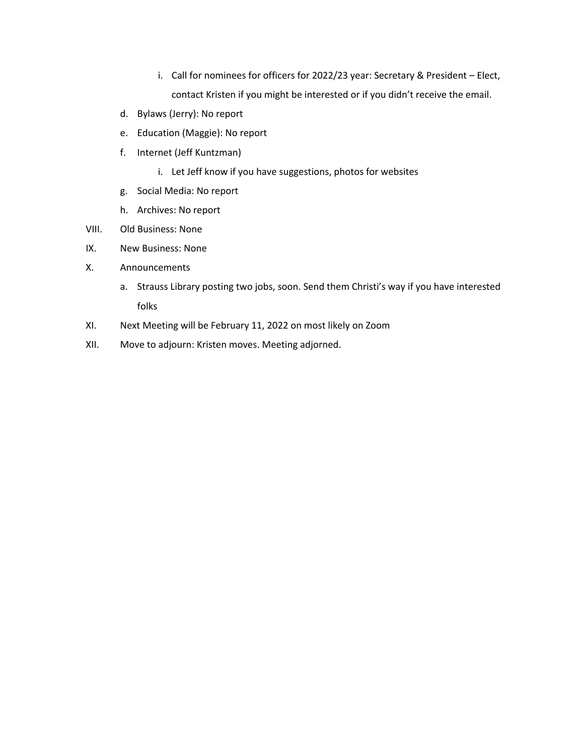i. Call for nominees for officers for 2022/23 year: Secretary & President – Elect, contact Kristen if you might be interested or if you didn't receive the email.

   d. Bylaws (Jerry): No report
   e. Education (Maggie): No report
   f. Internet (Jeff Kuntzman)
        i. Let Jeff know if you have suggestions, photos for websites
   g. Social Media: No report
   h. Archives: No report

VIII. Old Business: None

IX. New Business: None

X. Announcements

   a. Strauss Library posting two jobs, soon. Send them Christi's way if you have interested folks

XI. Next Meeting will be February 11, 2022 on most likely on Zoom

XII. Move to adjourn: Kristen moves. Meeting adjourned.